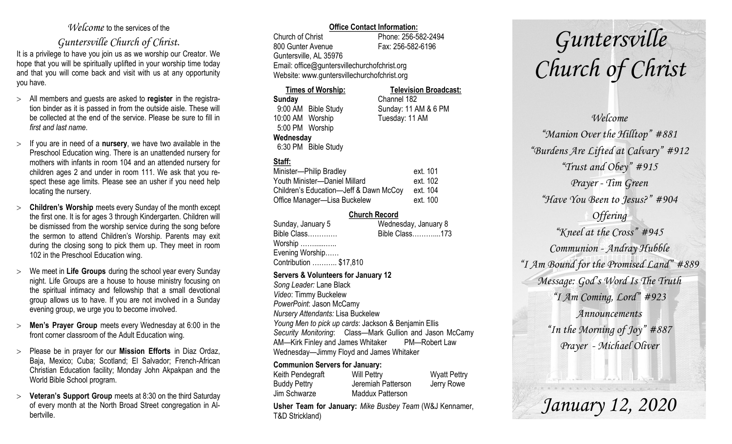*Welcome* to the services of the

## *Guntersville Church of Christ.*

It is a privilege to have you join us as we worship our Creator. We hope that you will be spiritually uplifted in your worship time today and that you will come back and visit with us at any opportunity you have.

- All members and guests are asked to **register** in the registration binder as it is passed in from the outside aisle. These will be collected at the end of the service. Please be sure to fill in *first and last name*.
- If you are in need of a **nursery**, we have two available in the Preschool Education wing. There is an unattended nursery for mothers with infants in room 104 and an attended nursery for children ages 2 and under in room 111. We ask that you respect these age limits. Please see an usher if you need help locating the nursery.
- **Children's Worship** meets every Sunday of the month except the first one. It is for ages 3 through Kindergarten. Children will be dismissed from the worship service during the song before the sermon to attend Children's Worship. Parents may exit during the closing song to pick them up. They meet in room 102 in the Preschool Education wing.
- We meet in **Life Groups** during the school year every Sunday night. Life Groups are a house to house ministry focusing on the spiritual intimacy and fellowship that a small devotional group allows us to have. If you are not involved in a Sunday evening group, we urge you to become involved.
- **Men's Prayer Group** meets every Wednesday at 6:00 in the front corner classroom of the Adult Education wing.
- Please be in prayer for our **Mission Efforts** in Diaz Ordaz, Baja, Mexico; Cuba; Scotland; El Salvador; French-African Christian Education facility; Monday John Akpakpan and the World Bible School program.
- **Veteran's Support Group** meets at 8:30 on the third Saturday of every month at the North Broad Street congregation in Albertville.

**Office Contact Information:**

Church of Christ — Phone: 256-582-2494
800 Gunter Avenue — Fax: 256-582-6196
Guntersville, AL 35976
Email: office@guntersvillechurchofchrist.org
Website: www.guntersvillechurchofchrist.org

**Times of Worship:**

**Sunday**
9:00 AM Bible Study
10:00 AM Worship
5:00 PM Worship

**Wednesday**
6:30 PM Bible Study

**Television Broadcast:**

Channel 182
Sunday: 11 AM & 6 PM
Tuesday: 11 AM

**Staff:**

| | |
|---|---|
| Minister—Philip Bradley | ext. 101 |
| Youth Minister—Daniel Millard | ext. 102 |
| Children's Education—Jeff & Dawn McCoy | ext. 104 |
| Office Manager—Lisa Buckelew | ext. 100 |

**Church Record**

| Sunday, January 5 | Wednesday, January 8 |
|---|---|
| Bible Class………… | Bible Class………...173 |
| Worship ……...…… | |
| Evening Worship…… | |
| Contribution ……….. $17,810 | |

**Servers & Volunteers for January 12**

*Song Leader:* Lane Black
*Video*: Timmy Buckelew
*PowerPoint*: Jason McCamy
*Nursery Attendants:* Lisa Buckelew
*Young Men to pick up cards*: Jackson & Benjamin Ellis
*Security Monitoring*: Class—Mark Gullion and Jason McCamy
AM—Kirk Finley and James Whitaker — PM—Robert Law
Wednesday—Jimmy Floyd and James Whitaker

**Communion Servers for January:**

| | | |
|---|---|---|
| Keith Pendegraft | Will Pettry | Wyatt Pettry |
| Buddy Pettry | Jeremiah Patterson | Jerry Rowe |
| Jim Schwarze | Maddux Patterson | |

**Usher Team for January:** *Mike Busbey Team* (W&J Kennamer, T&D Strickland)

# *Guntersville Church of Christ*

*Welcome*
*"Manion Over the Hilltop" #881*
*"Burdens Are Lifted at Calvary" #912*
*"Trust and Obey" #915*
*Prayer - Tim Green*
*"Have You Been to Jesus?" #904*
*Offering*
*"Kneel at the Cross" #945*
*Communion - Andray Hubble*
*"I Am Bound for the Promised Land" #889*
*Message: God's Word Is The Truth*
*"I Am Coming, Lord" #923*
*Announcements*
*"In the Morning of Joy" #887*
*Prayer - Michael Oliver*

## *January 12, 2020*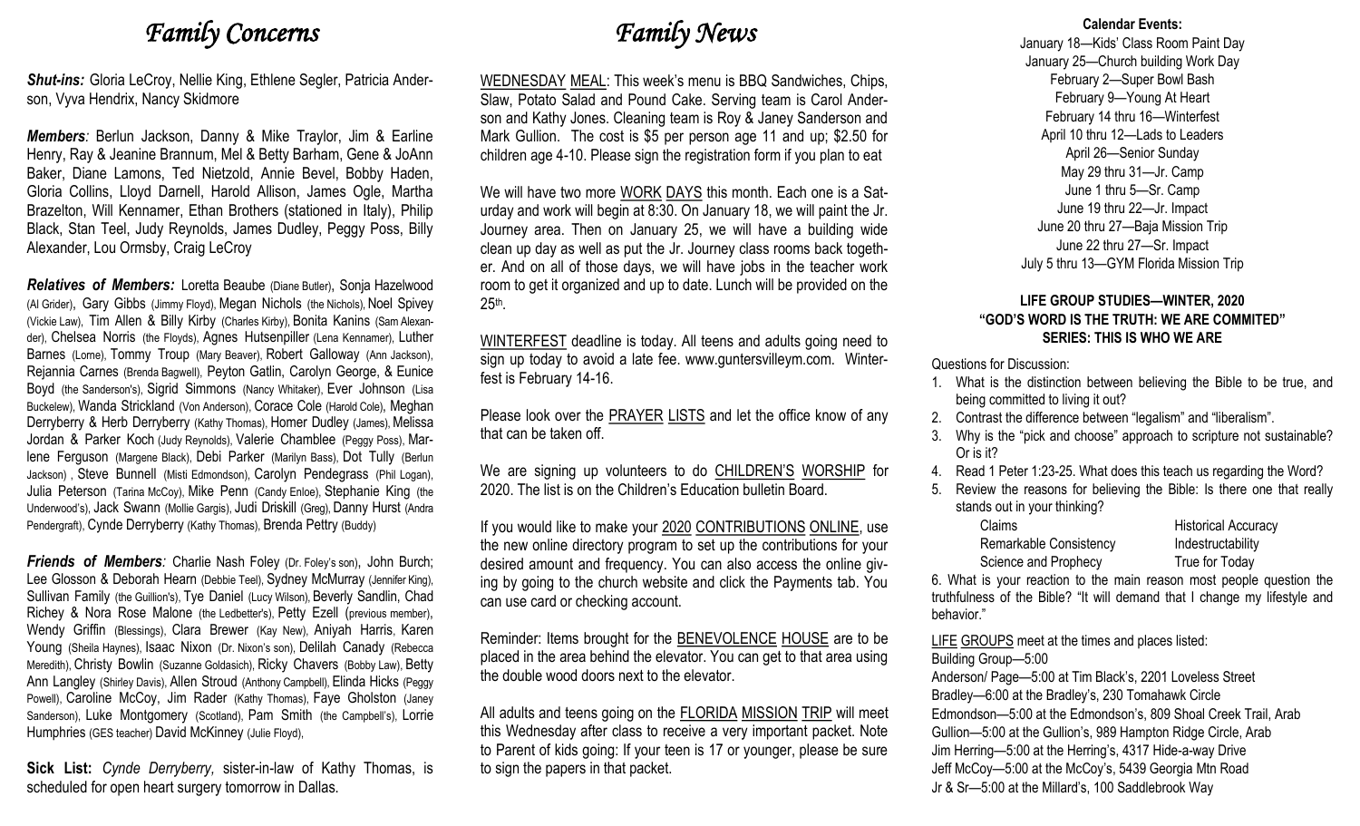# Family Concerns

***Shut-ins:*** Gloria LeCroy, Nellie King, Ethlene Segler, Patricia Anderson, Vyva Hendrix, Nancy Skidmore

***Members:*** Berlun Jackson, Danny & Mike Traylor, Jim & Earline Henry, Ray & Jeanine Brannum, Mel & Betty Barham, Gene & JoAnn Baker, Diane Lamons, Ted Nietzold, Annie Bevel, Bobby Haden, Gloria Collins, Lloyd Darnell, Harold Allison, James Ogle, Martha Brazelton, Will Kennamer, Ethan Brothers (stationed in Italy), Philip Black, Stan Teel, Judy Reynolds, James Dudley, Peggy Poss, Billy Alexander, Lou Ormsby, Craig LeCroy

***Relatives of Members:*** Loretta Beaube (Diane Butler), Sonja Hazelwood (Al Grider), Gary Gibbs (Jimmy Floyd), Megan Nichols (the Nichols), Noel Spivey (Vickie Law), Tim Allen & Billy Kirby (Charles Kirby), Bonita Kanins (Sam Alexander), Chelsea Norris (the Floyds), Agnes Hutsenpiller (Lena Kennamer), Luther Barnes (Lorne), Tommy Troup (Mary Beaver), Robert Galloway (Ann Jackson), Rejannia Carnes (Brenda Bagwell), Peyton Gatlin, Carolyn George, & Eunice Boyd (the Sanderson's), Sigrid Simmons (Nancy Whitaker), Ever Johnson (Lisa Buckelew), Wanda Strickland (Von Anderson), Corace Cole (Harold Cole), Meghan Derryberry & Herb Derryberry (Kathy Thomas), Homer Dudley (James), Melissa Jordan & Parker Koch (Judy Reynolds), Valerie Chamblee (Peggy Poss), Marlene Ferguson (Margene Black), Debi Parker (Marilyn Bass), Dot Tully (Berlun Jackson) , Steve Bunnell (Misti Edmondson), Carolyn Pendegrass (Phil Logan), Julia Peterson (Tarina McCoy), Mike Penn (Candy Enloe), Stephanie King (the Underwood's), Jack Swann (Mollie Gargis), Judi Driskill (Greg), Danny Hurst (Andra Pendergraft), Cynde Derryberry (Kathy Thomas), Brenda Pettry (Buddy)

***Friends of Members:*** Charlie Nash Foley (Dr. Foley's son), John Burch; Lee Glosson & Deborah Hearn (Debbie Teel), Sydney McMurray (Jennifer King), Sullivan Family (the Guillion's), Tye Daniel (Lucy Wilson), Beverly Sandlin, Chad Richey & Nora Rose Malone (the Ledbetter's), Petty Ezell (previous member), Wendy Griffin (Blessings), Clara Brewer (Kay New), Aniyah Harris, Karen Young (Sheila Haynes), Isaac Nixon (Dr. Nixon's son), Delilah Canady (Rebecca Meredith), Christy Bowlin (Suzanne Goldasich), Ricky Chavers (Bobby Law), Betty Ann Langley (Shirley Davis), Allen Stroud (Anthony Campbell), Elinda Hicks (Peggy Powell), Caroline McCoy, Jim Rader (Kathy Thomas), Faye Gholston (Janey Sanderson), Luke Montgomery (Scotland), Pam Smith (the Campbell's), Lorrie Humphries (GES teacher) David McKinney (Julie Floyd),

**Sick List:** *Cynde Derryberry,* sister-in-law of Kathy Thomas, is scheduled for open heart surgery tomorrow in Dallas.

# Family News

WEDNESDAY MEAL: This week's menu is BBQ Sandwiches, Chips, Slaw, Potato Salad and Pound Cake. Serving team is Carol Anderson and Kathy Jones. Cleaning team is Roy & Janey Sanderson and Mark Gullion. The cost is $5 per person age 11 and up; $2.50 for children age 4-10. Please sign the registration form if you plan to eat

We will have two more WORK DAYS this month. Each one is a Saturday and work will begin at 8:30. On January 18, we will paint the Jr. Journey area. Then on January 25, we will have a building wide clean up day as well as put the Jr. Journey class rooms back together. And on all of those days, we will have jobs in the teacher work room to get it organized and up to date. Lunch will be provided on the 25th.

WINTERFEST deadline is today. All teens and adults going need to sign up today to avoid a late fee. www.guntersvilleym.com. Winterfest is February 14-16.

Please look over the PRAYER LISTS and let the office know of any that can be taken off.

We are signing up volunteers to do CHILDREN'S WORSHIP for 2020. The list is on the Children's Education bulletin Board.

If you would like to make your 2020 CONTRIBUTIONS ONLINE, use the new online directory program to set up the contributions for your desired amount and frequency. You can also access the online giving by going to the church website and click the Payments tab. You can use card or checking account.

Reminder: Items brought for the BENEVOLENCE HOUSE are to be placed in the area behind the elevator. You can get to that area using the double wood doors next to the elevator.

All adults and teens going on the FLORIDA MISSION TRIP will meet this Wednesday after class to receive a very important packet. Note to Parent of kids going: If your teen is 17 or younger, please be sure to sign the papers in that packet.

**Calendar Events:**

January 18—Kids' Class Room Paint Day
January 25—Church building Work Day
February 2—Super Bowl Bash
February 9—Young At Heart
February 14 thru 16—Winterfest
April 10 thru 12—Lads to Leaders
April 26—Senior Sunday
May 29 thru 31—Jr. Camp
June 1 thru 5—Sr. Camp
June 19 thru 22—Jr. Impact
June 20 thru 27—Baja Mission Trip
June 22 thru 27—Sr. Impact
July 5 thru 13—GYM Florida Mission Trip

**LIFE GROUP STUDIES—WINTER, 2020**
**"GOD'S WORD IS THE TRUTH: WE ARE COMMITED"**
**SERIES: THIS IS WHO WE ARE**

Questions for Discussion:

1. What is the distinction between believing the Bible to be true, and being committed to living it out?
2. Contrast the difference between "legalism" and "liberalism".
3. Why is the "pick and choose" approach to scripture not sustainable? Or is it?
4. Read 1 Peter 1:23-25. What does this teach us regarding the Word?
5. Review the reasons for believing the Bible: Is there one that really stands out in your thinking?

| | |
|---|---|
| Claims | Historical Accuracy |
| Remarkable Consistency | Indestructability |
| Science and Prophecy | True for Today |

6. What is your reaction to the main reason most people question the truthfulness of the Bible? "It will demand that I change my lifestyle and behavior."

LIFE GROUPS meet at the times and places listed:

Building Group—5:00
Anderson/ Page—5:00 at Tim Black's, 2201 Loveless Street
Bradley—6:00 at the Bradley's, 230 Tomahawk Circle
Edmondson—5:00 at the Edmondson's, 809 Shoal Creek Trail, Arab
Gullion—5:00 at the Gullion's, 989 Hampton Ridge Circle, Arab
Jim Herring—5:00 at the Herring's, 4317 Hide-a-way Drive
Jeff McCoy—5:00 at the McCoy's, 5439 Georgia Mtn Road
Jr & Sr—5:00 at the Millard's, 100 Saddlebrook Way